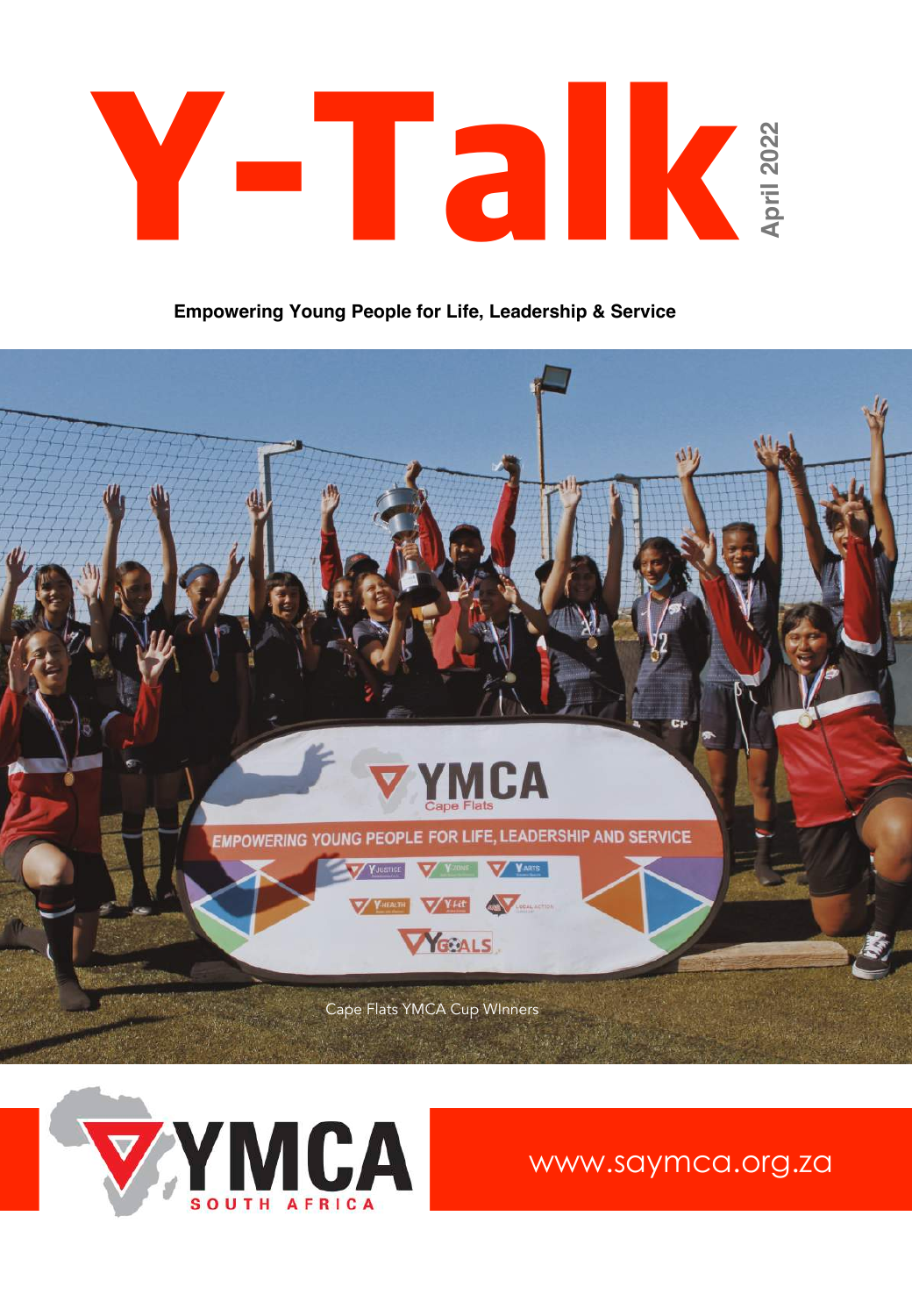# Y-Talk

April 2022

**Empowering Young People for Life, Leadership & Service**

Cape Flats YMCA Cup WInners

YMCA SOUTH AFRICA

www.saymca.org.za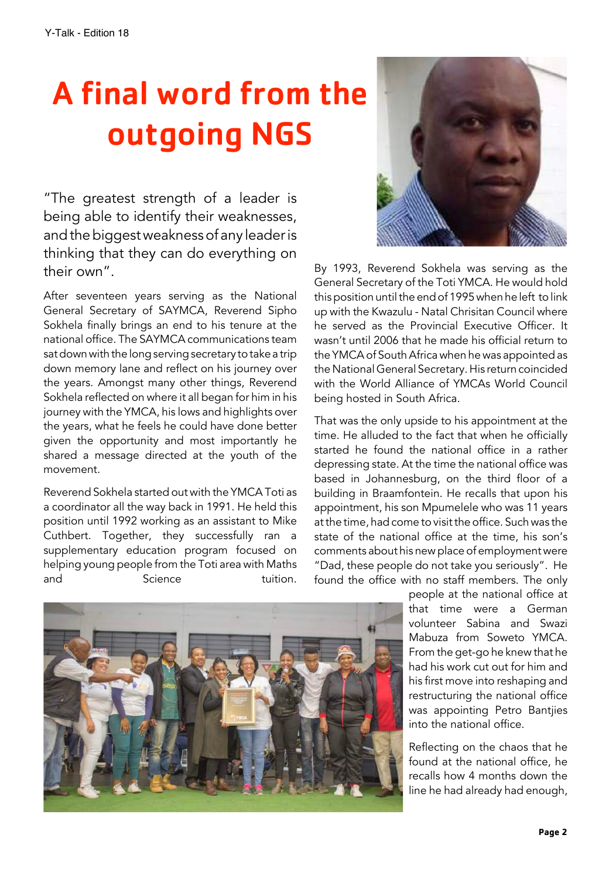# A final word from the outgoing NGS

"The greatest strength of a leader is being able to identify their weaknesses, and the biggest weakness of any leader is thinking that they can do everything on their own".

After seventeen years serving as the National General Secretary of SAYMCA, Reverend Sipho Sokhela finally brings an end to his tenure at the national office. The SAYMCA communications team sat down with the long serving secretary to take a trip down memory lane and reflect on his journey over the years. Amongst many other things, Reverend Sokhela reflected on where it all began for him in his journey with the YMCA, his lows and highlights over the years, what he feels he could have done better given the opportunity and most importantly he shared a message directed at the youth of the movement.

Reverend Sokhela started out with the YMCA Toti as a coordinator all the way back in 1991. He held this position until 1992 working as an assistant to Mike Cuthbert. Together, they successfully ran a supplementary education program focused on helping young people from the Toti area with Maths and Science tuition.

By 1993, Reverend Sokhela was serving as the General Secretary of the Toti YMCA. He would hold this position until the end of 1995 when he left to link up with the Kwazulu - Natal Chrisitan Council where he served as the Provincial Executive Officer. It wasn't until 2006 that he made his official return to the YMCA of South Africa when he was appointed as the National General Secretary. His return coincided with the World Alliance of YMCAs World Council being hosted in South Africa.

That was the only upside to his appointment at the time. He alluded to the fact that when he officially started he found the national office in a rather depressing state. At the time the national office was based in Johannesburg, on the third floor of a building in Braamfontein. He recalls that upon his appointment, his son Mpumelele who was 11 years at the time, had come to visit the office. Such was the state of the national office at the time, his son's comments about his new place of employment were "Dad, these people do not take you seriously". He found the office with no staff members. The only people at the national office at that time were a German volunteer Sabina and Swazi Mabuza from Soweto YMCA. From the get-go he knew that he had his work cut out for him and his first move into reshaping and restructuring the national office was appointing Petro Bantjies into the national office.

Reflecting on the chaos that he found at the national office, he recalls how 4 months down the line he had already had enough,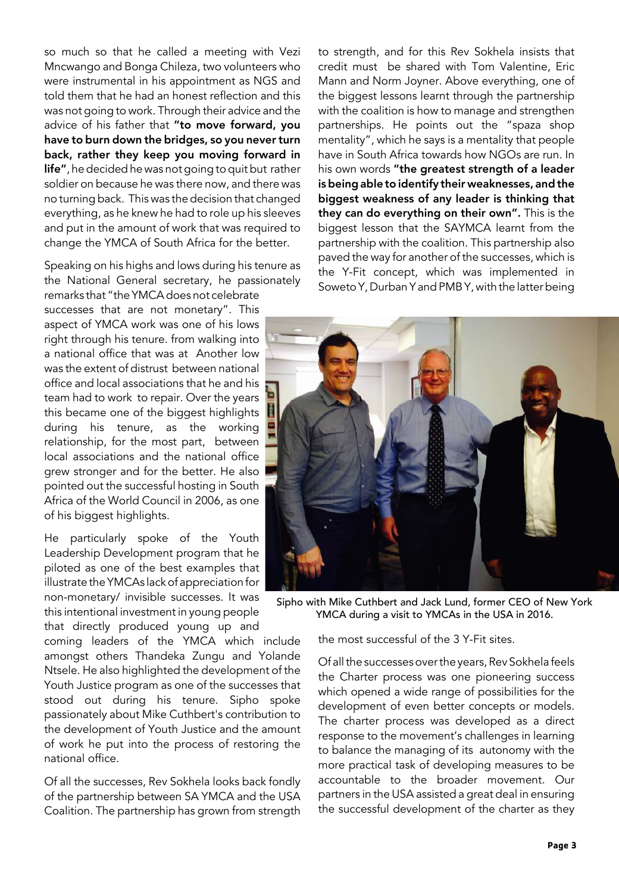so much so that he called a meeting with Vezi Mncwango and Bonga Chileza, two volunteers who were instrumental in his appointment as NGS and told them that he had an honest reflection and this was not going to work. Through their advice and the advice of his father that **"to move forward, you have to burn down the bridges, so you never turn back, rather they keep you moving forward in life"**, he decided he was not going to quit but rather soldier on because he was there now, and there was no turning back. This was the decision that changed everything, as he knew he had to role up his sleeves and put in the amount of work that was required to change the YMCA of South Africa for the better.

Speaking on his highs and lows during his tenure as the National General secretary, he passionately remarks that "the YMCA does not celebrate successes that are not monetary". This aspect of YMCA work was one of his lows right through his tenure. from walking into a national office that was at Another low was the extent of distrust between national office and local associations that he and his team had to work to repair. Over the years this became one of the biggest highlights during his tenure, as the working relationship, for the most part, between local associations and the national office grew stronger and for the better. He also pointed out the successful hosting in South Africa of the World Council in 2006, as one of his biggest highlights.

He particularly spoke of the Youth Leadership Development program that he piloted as one of the best examples that illustrate the YMCAs lack of appreciation for non-monetary/ invisible successes. It was this intentional investment in young people that directly produced young up and coming leaders of the YMCA which include amongst others Thandeka Zungu and Yolande Ntsele. He also highlighted the development of the Youth Justice program as one of the successes that stood out during his tenure. Sipho spoke passionately about Mike Cuthbert's contribution to the development of Youth Justice and the amount of work he put into the process of restoring the national office.

Of all the successes, Rev Sokhela looks back fondly of the partnership between SA YMCA and the USA Coalition. The partnership has grown from strength to strength, and for this Rev Sokhela insists that credit must be shared with Tom Valentine, Eric Mann and Norm Joyner. Above everything, one of the biggest lessons learnt through the partnership with the coalition is how to manage and strengthen partnerships. He points out the "spaza shop mentality", which he says is a mentality that people have in South Africa towards how NGOs are run. In his own words **"the greatest strength of a leader is being able to identify their weaknesses, and the biggest weakness of any leader is thinking that they can do everything on their own".** This is the biggest lesson that the SAYMCA learnt from the partnership with the coalition. This partnership also paved the way for another of the successes, which is the Y-Fit concept, which was implemented in Soweto Y, Durban Y and PMB Y, with the latter being the most successful of the 3 Y-Fit sites.

Sipho with Mike Cuthbert and Jack Lund, former CEO of New York YMCA during a visit to YMCAs in the USA in 2016.

Of all the successes over the years, Rev Sokhela feels the Charter process was one pioneering success which opened a wide range of possibilities for the development of even better concepts or models. The charter process was developed as a direct response to the movement's challenges in learning to balance the managing of its autonomy with the more practical task of developing measures to be accountable to the broader movement. Our partners in the USA assisted a great deal in ensuring the successful development of the charter as they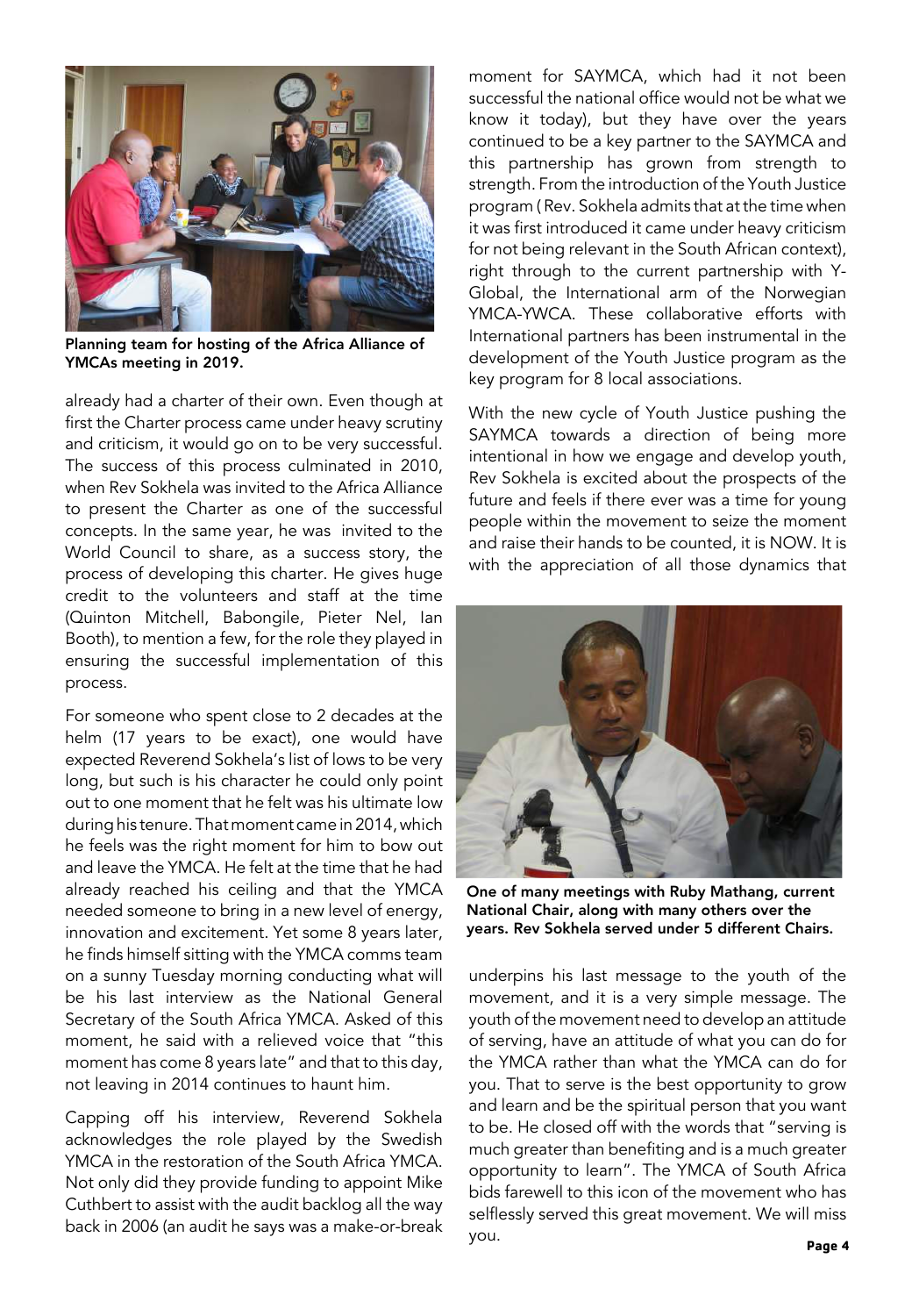**Planning team for hosting of the Africa Alliance of YMCAs meeting in 2019.**

already had a charter of their own. Even though at first the Charter process came under heavy scrutiny and criticism, it would go on to be very successful. The success of this process culminated in 2010, when Rev Sokhela was invited to the Africa Alliance to present the Charter as one of the successful concepts. In the same year, he was invited to the World Council to share, as a success story, the process of developing this charter. He gives huge credit to the volunteers and staff at the time (Quinton Mitchell, Babongile, Pieter Nel, Ian Booth), to mention a few, for the role they played in ensuring the successful implementation of this process.

For someone who spent close to 2 decades at the helm (17 years to be exact), one would have expected Reverend Sokhela's list of lows to be very long, but such is his character he could only point out to one moment that he felt was his ultimate low during his tenure. That moment came in 2014, which he feels was the right moment for him to bow out and leave the YMCA. He felt at the time that he had already reached his ceiling and that the YMCA needed someone to bring in a new level of energy, innovation and excitement. Yet some 8 years later, he finds himself sitting with the YMCA comms team on a sunny Tuesday morning conducting what will be his last interview as the National General Secretary of the South Africa YMCA. Asked of this moment, he said with a relieved voice that "this moment has come 8 years late" and that to this day, not leaving in 2014 continues to haunt him.

Capping off his interview, Reverend Sokhela acknowledges the role played by the Swedish YMCA in the restoration of the South Africa YMCA. Not only did they provide funding to appoint Mike Cuthbert to assist with the audit backlog all the way back in 2006 (an audit he says was a make-or-break moment for SAYMCA, which had it not been successful the national office would not be what we know it today), but they have over the years continued to be a key partner to the SAYMCA and this partnership has grown from strength to strength. From the introduction of the Youth Justice program ( Rev. Sokhela admits that at the time when it was first introduced it came under heavy criticism for not being relevant in the South African context), right through to the current partnership with Y-Global, the International arm of the Norwegian YMCA-YWCA. These collaborative efforts with International partners has been instrumental in the development of the Youth Justice program as the key program for 8 local associations.

With the new cycle of Youth Justice pushing the SAYMCA towards a direction of being more intentional in how we engage and develop youth, Rev Sokhela is excited about the prospects of the future and feels if there ever was a time for young people within the movement to seize the moment and raise their hands to be counted, it is NOW. It is with the appreciation of all those dynamics that underpins his last message to the youth of the movement, and it is a very simple message. The youth of the movement need to develop an attitude of serving, have an attitude of what you can do for the YMCA rather than what the YMCA can do for you. That to serve is the best opportunity to grow and learn and be the spiritual person that you want to be. He closed off with the words that "serving is much greater than benefiting and is a much greater opportunity to learn". The YMCA of South Africa bids farewell to this icon of the movement who has selflessly served this great movement. We will miss you.

**One of many meetings with Ruby Mathang, current National Chair, along with many others over the years. Rev Sokhela served under 5 different Chairs.**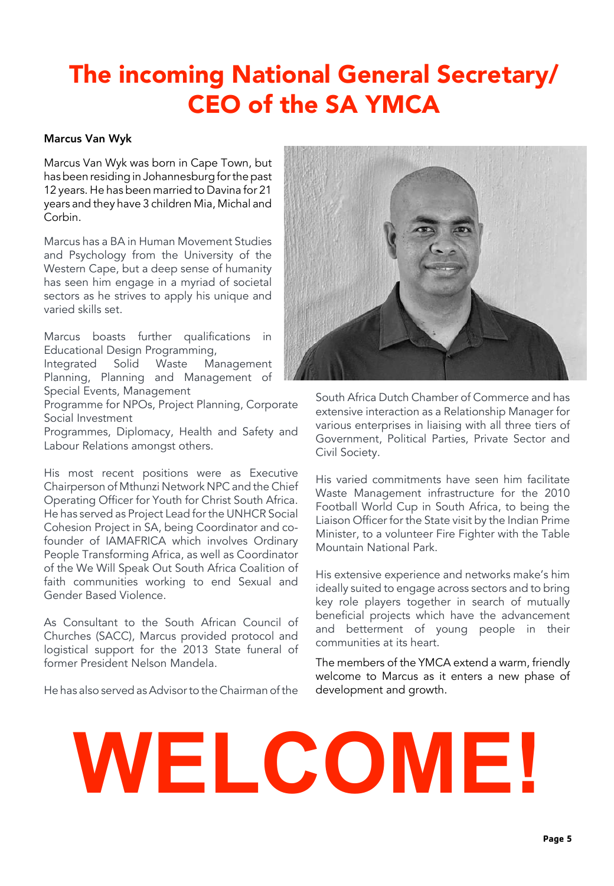# The incoming National General Secretary/ CEO of the SA YMCA

**Marcus Van Wyk**

Marcus Van Wyk was born in Cape Town, but has been residing in Johannesburg for the past 12 years. He has been married to Davina for 21 years and they have 3 children Mia, Michal and Corbin.

Marcus has a BA in Human Movement Studies and Psychology from the University of the Western Cape, but a deep sense of humanity has seen him engage in a myriad of societal sectors as he strives to apply his unique and varied skills set.

Marcus boasts further qualifications in Educational Design Programming, Integrated Solid Waste Management Planning, Planning and Management of Special Events, Management Programme for NPOs, Project Planning, Corporate Social Investment Programmes, Diplomacy, Health and Safety and Labour Relations amongst others.

His most recent positions were as Executive Chairperson of Mthunzi Network NPC and the Chief Operating Officer for Youth for Christ South Africa. He has served as Project Lead for the UNHCR Social Cohesion Project in SA, being Coordinator and co-founder of IAMAFRICA which involves Ordinary People Transforming Africa, as well as Coordinator of the We Will Speak Out South Africa Coalition of faith communities working to end Sexual and Gender Based Violence.

As Consultant to the South African Council of Churches (SACC), Marcus provided protocol and logistical support for the 2013 State funeral of former President Nelson Mandela.

He has also served as Advisor to the Chairman of the South Africa Dutch Chamber of Commerce and has extensive interaction as a Relationship Manager for various enterprises in liaising with all three tiers of Government, Political Parties, Private Sector and Civil Society.

His varied commitments have seen him facilitate Waste Management infrastructure for the 2010 Football World Cup in South Africa, to being the Liaison Officer for the State visit by the Indian Prime Minister, to a volunteer Fire Fighter with the Table Mountain National Park.

His extensive experience and networks make's him ideally suited to engage across sectors and to bring key role players together in search of mutually beneficial projects which have the advancement and betterment of young people in their communities at its heart.

The members of the YMCA extend a warm, friendly welcome to Marcus as it enters a new phase of development and growth.

# WELCOME!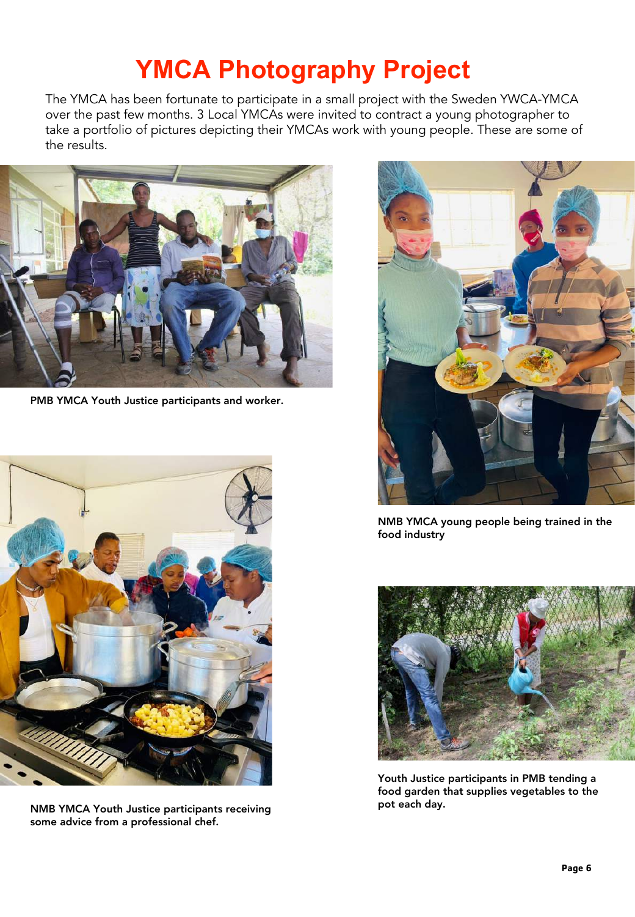# YMCA Photography Project

The YMCA has been fortunate to participate in a small project with the Sweden YWCA-YMCA over the past few months. 3 Local YMCAs were invited to contract a young photographer to take a portfolio of pictures depicting their YMCAs work with young people. These are some of the results.

**PMB YMCA Youth Justice participants and worker.**

**NMB YMCA young people being trained in the food industry**

**NMB YMCA Youth Justice participants receiving some advice from a professional chef.**

**Youth Justice participants in PMB tending a food garden that supplies vegetables to the pot each day.**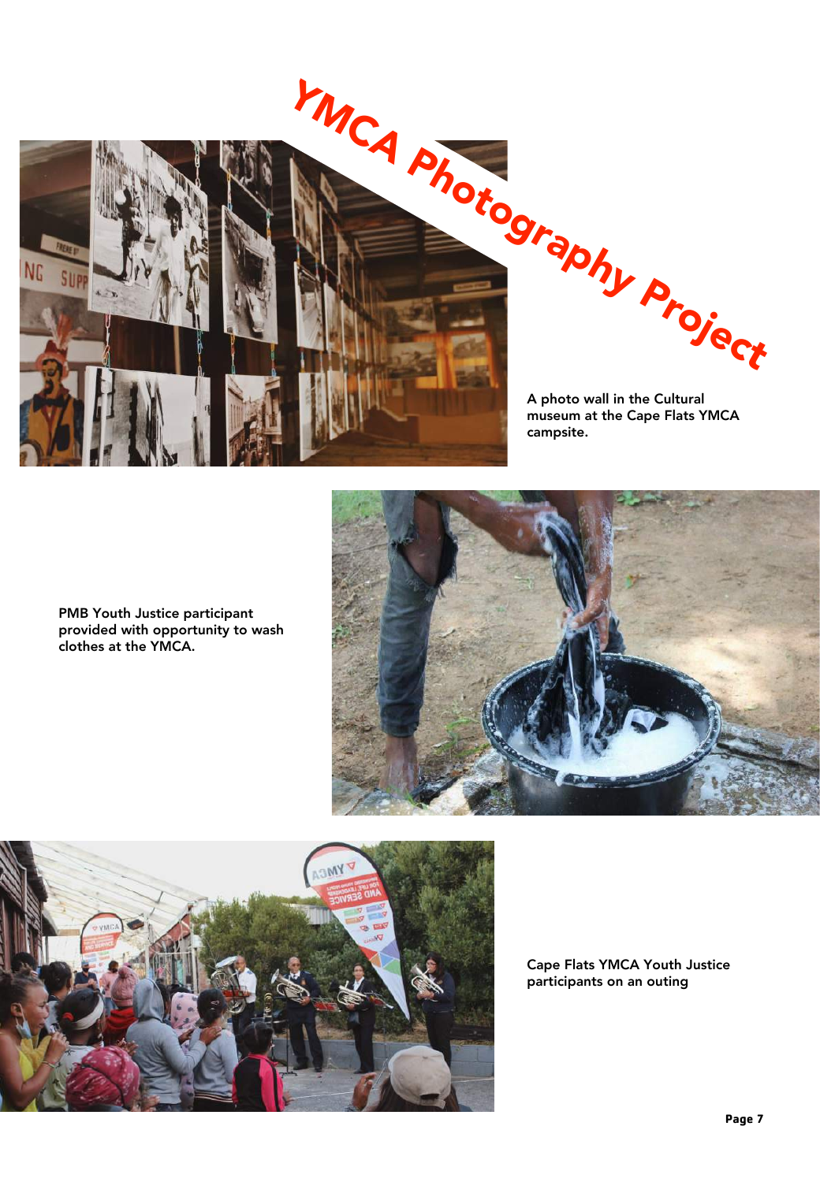# YMCA Photography Project

A photo wall in the Cultural museum at the Cape Flats YMCA campsite.

PMB Youth Justice participant provided with opportunity to wash clothes at the YMCA.

Cape Flats YMCA Youth Justice participants on an outing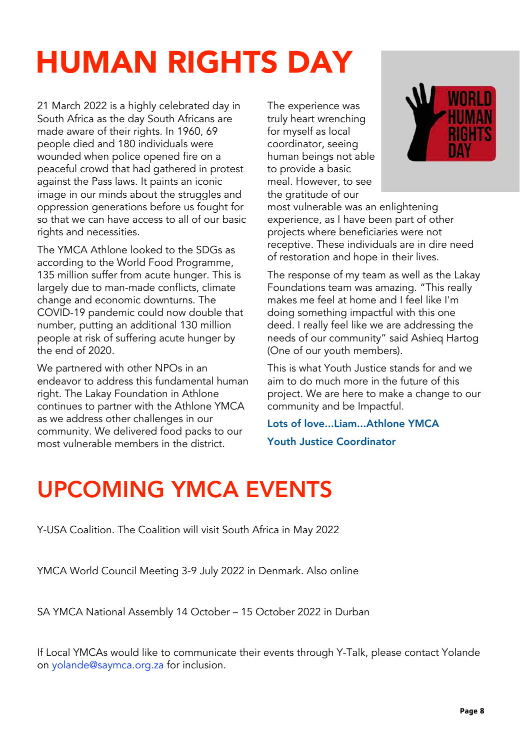# HUMAN RIGHTS DAY

21 March 2022 is a highly celebrated day in South Africa as the day South Africans are made aware of their rights. In 1960, 69 people died and 180 individuals were wounded when police opened fire on a peaceful crowd that had gathered in protest against the Pass laws. It paints an iconic image in our minds about the struggles and oppression generations before us fought for so that we can have access to all of our basic rights and necessities.

The YMCA Athlone looked to the SDGs as according to the World Food Programme, 135 million suffer from acute hunger. This is largely due to man-made conflicts, climate change and economic downturns. The COVID-19 pandemic could now double that number, putting an additional 130 million people at risk of suffering acute hunger by the end of 2020.

We partnered with other NPOs in an endeavor to address this fundamental human right. The Lakay Foundation in Athlone continues to partner with the Athlone YMCA as we address other challenges in our community. We delivered food packs to our most vulnerable members in the district.

The experience was truly heart wrenching for myself as local coordinator, seeing human beings not able to provide a basic meal. However, to see the gratitude of our most vulnerable was an enlightening experience, as I have been part of other projects where beneficiaries were not receptive. These individuals are in dire need of restoration and hope in their lives.

The response of my team as well as the Lakay Foundations team was amazing. "This really makes me feel at home and I feel like I'm doing something impactful with this one deed. I really feel like we are addressing the needs of our community" said Ashieq Hartog (One of our youth members).

This is what Youth Justice stands for and we aim to do much more in the future of this project. We are here to make a change to our community and be Impactful.

**Lots of love…Liam…Athlone YMCA**

**Youth Justice Coordinator**

# UPCOMING YMCA EVENTS

Y-USA Coalition. The Coalition will visit South Africa in May 2022

YMCA World Council Meeting 3-9 July 2022 in Denmark. Also online

SA YMCA National Assembly 14 October – 15 October 2022 in Durban

If Local YMCAs would like to communicate their events through Y-Talk, please contact Yolande on yolande@saymca.org.za for inclusion.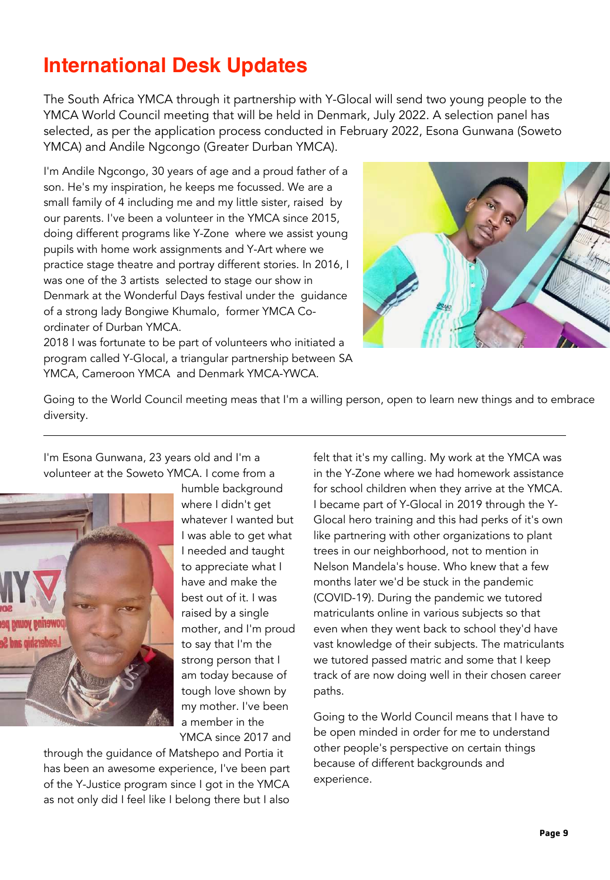# International Desk Updates

The South Africa YMCA through it partnership with Y-Glocal will send two young people to the YMCA World Council meeting that will be held in Denmark, July 2022. A selection panel has selected, as per the application process conducted in February 2022, Esona Gunwana (Soweto YMCA) and Andile Ngcongo (Greater Durban YMCA).

I'm Andile Ngcongo, 30 years of age and a proud father of a son. He's my inspiration, he keeps me focussed. We are a small family of 4 including me and my little sister, raised by our parents. I've been a volunteer in the YMCA since 2015, doing different programs like Y-Zone where we assist young pupils with home work assignments and Y-Art where we practice stage theatre and portray different stories. In 2016, I was one of the 3 artists selected to stage our show in Denmark at the Wonderful Days festival under the guidance of a strong lady Bongiwe Khumalo, former YMCA Co-ordinater of Durban YMCA.
2018 I was fortunate to be part of volunteers who initiated a program called Y-Glocal, a triangular partnership between SA YMCA, Cameroon YMCA and Denmark YMCA-YWCA.

Going to the World Council meeting meas that I'm a willing person, open to learn new things and to embrace diversity.

---

I'm Esona Gunwana, 23 years old and I'm a volunteer at the Soweto YMCA. I come from a humble background where I didn't get whatever I wanted but I was able to get what I needed and taught to appreciate what I have and make the best out of it. I was raised by a single mother, and I'm proud to say that I'm the strong person that I am today because of tough love shown by my mother. I've been a member in the YMCA since 2017 and through the guidance of Matshepo and Portia it has been an awesome experience, I've been part of the Y-Justice program since I got in the YMCA as not only did I feel like I belong there but I also felt that it's my calling. My work at the YMCA was in the Y-Zone where we had homework assistance for school children when they arrive at the YMCA. I became part of Y-Glocal in 2019 through the Y-Glocal hero training and this had perks of it's own like partnering with other organizations to plant trees in our neighborhood, not to mention in Nelson Mandela's house. Who knew that a few months later we'd be stuck in the pandemic (COVID-19). During the pandemic we tutored matriculants online in various subjects so that even when they went back to school they'd have vast knowledge of their subjects. The matriculants we tutored passed matric and some that I keep track of are now doing well in their chosen career paths.

Going to the World Council means that I have to be open minded in order for me to understand other people's perspective on certain things because of different backgrounds and experience.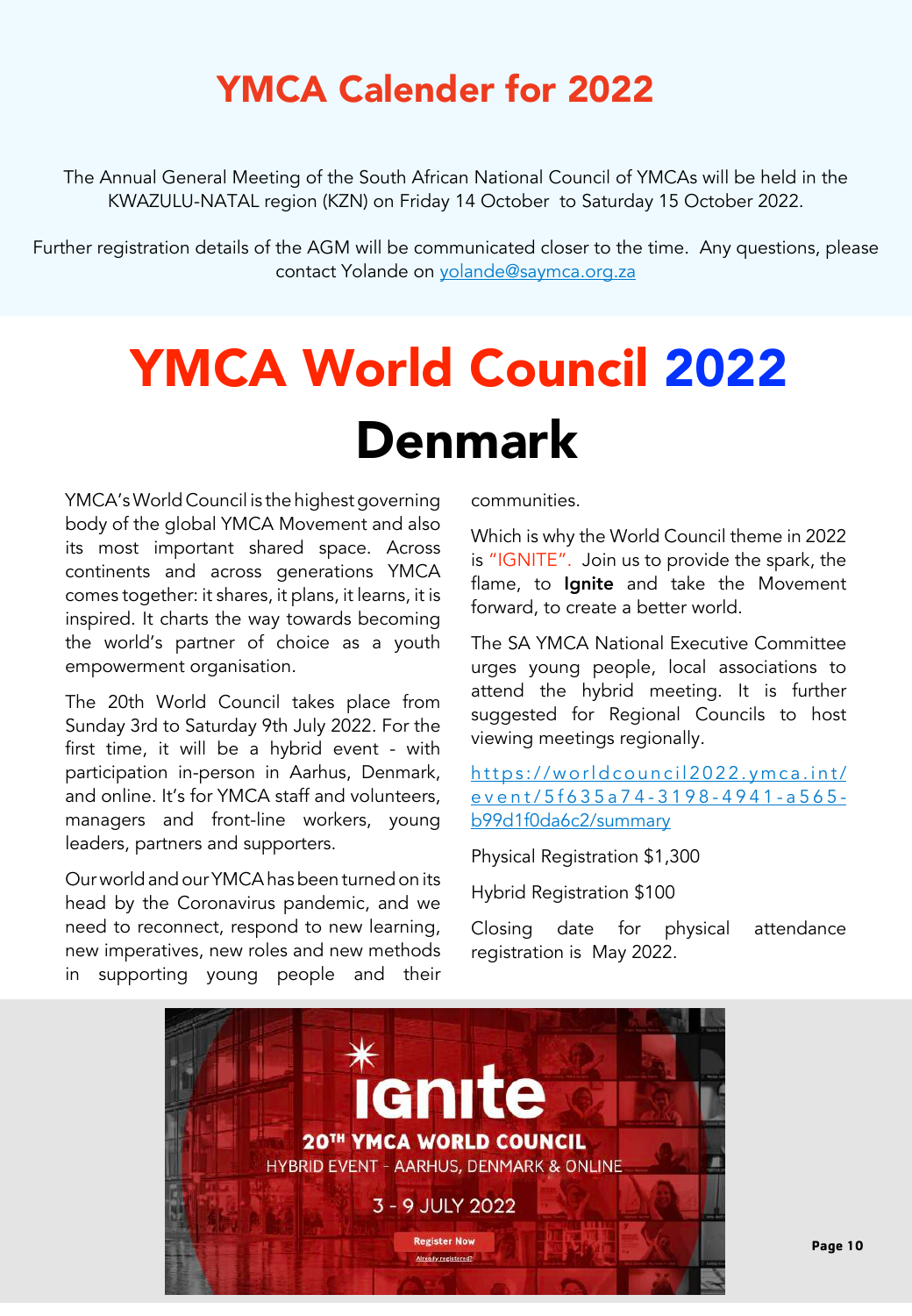# YMCA Calender for 2022

The Annual General Meeting of the South African National Council of YMCAs will be held in the KWAZULU-NATAL region (KZN) on Friday 14 October to Saturday 15 October 2022.

Further registration details of the AGM will be communicated closer to the time. Any questions, please contact Yolande on yolande@saymca.org.za

# YMCA World Council 2022 Denmark

YMCA's World Council is the highest governing body of the global YMCA Movement and also its most important shared space. Across continents and across generations YMCA comes together: it shares, it plans, it learns, it is inspired. It charts the way towards becoming the world's partner of choice as a youth empowerment organisation.

The 20th World Council takes place from Sunday 3rd to Saturday 9th July 2022. For the first time, it will be a hybrid event - with participation in-person in Aarhus, Denmark, and online. It's for YMCA staff and volunteers, managers and front-line workers, young leaders, partners and supporters.

Our world and our YMCA has been turned on its head by the Coronavirus pandemic, and we need to reconnect, respond to new learning, new imperatives, new roles and new methods in supporting young people and their communities.

Which is why the World Council theme in 2022 is "IGNITE". Join us to provide the spark, the flame, to **Ignite** and take the Movement forward, to create a better world.

The SA YMCA National Executive Committee urges young people, local associations to attend the hybrid meeting. It is further suggested for Regional Councils to host viewing meetings regionally.

https://worldcouncil2022.ymca.int/event/5f635a74-3198-4941-a565-b99d1f0da6c2/summary

Physical Registration $1,300

Hybrid Registration $100

Closing date for physical attendance registration is May 2022.

IGNITE

20TH YMCA WORLD COUNCIL

HYBRID EVENT - AARHUS, DENMARK & ONLINE

3 - 9 JULY 2022

Register Now

Already registered?